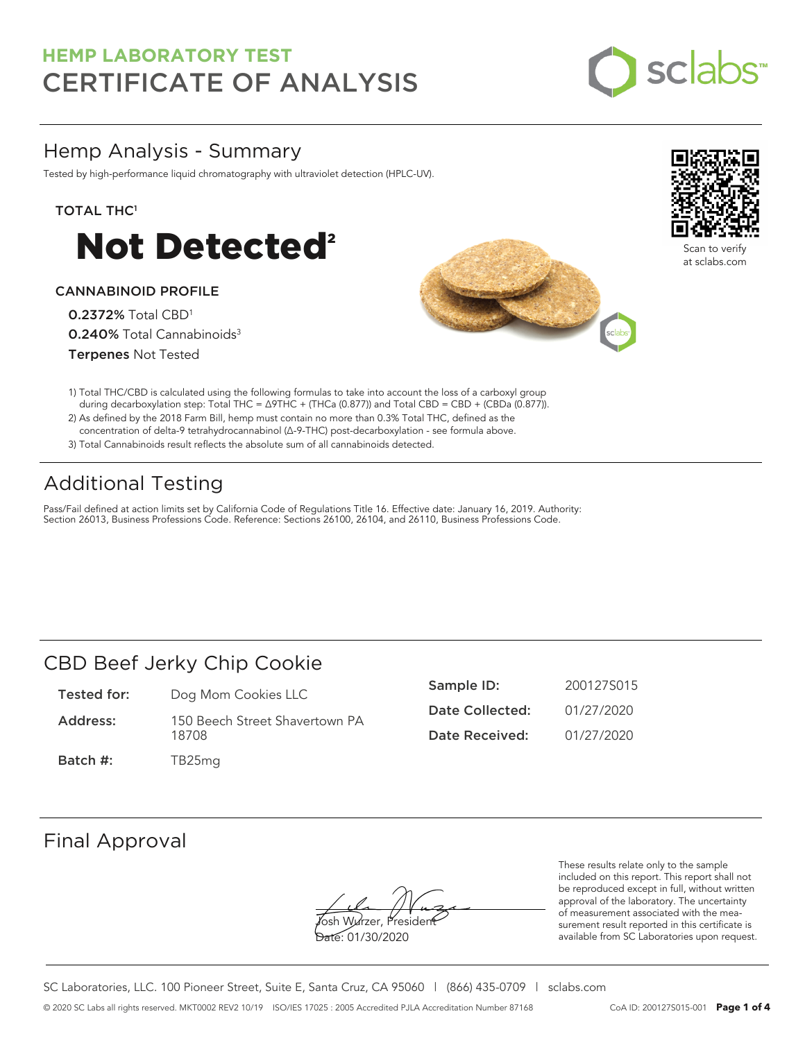# HEMP LABORATORY TEST
# CERTIFICATE OF ANALYSIS

## Hemp Analysis - Summary

Tested by high-performance liquid chromatography with ultraviolet detection (HPLC-UV).

**TOTAL THC[1]**

# Not Detected[2]

**CANNABINOID PROFILE**

**0.2372%** Total CBD[1]
**0.240%** Total Cannabinoids[3]
**Terpenes** Not Tested

Scan to verify at sclabs.com

1) Total THC/CBD is calculated using the following formulas to take into account the loss of a carboxyl group during decarboxylation step: Total THC = Δ9THC + (THCa (0.877)) and Total CBD = CBD + (CBDa (0.877)).
2) As defined by the 2018 Farm Bill, hemp must contain no more than 0.3% Total THC, defined as the concentration of delta-9 tetrahydrocannabinol (Δ-9-THC) post-decarboxylation - see formula above.
3) Total Cannabinoids result reflects the absolute sum of all cannabinoids detected.

## Additional Testing

Pass/Fail defined at action limits set by California Code of Regulations Title 16. Effective date: January 16, 2019. Authority: Section 26013, Business Professions Code. Reference: Sections 26100, 26104, and 26110, Business Professions Code.

## CBD Beef Jerky Chip Cookie

| | |
|---|---|
| **Tested for:** | Dog Mom Cookies LLC |
| **Address:** | 150 Beech Street Shavertown PA 18708 |
| **Batch #:** | TB25mg |
| **Sample ID:** | 200127S015 |
| **Date Collected:** | 01/27/2020 |
| **Date Received:** | 01/27/2020 |

## Final Approval

Josh Wurzer, President
Date: 01/30/2020

These results relate only to the sample included on this report. This report shall not be reproduced except in full, without written approval of the laboratory. The uncertainty of measurement associated with the measurement result reported in this certificate is available from SC Laboratories upon request.

SC Laboratories, LLC. 100 Pioneer Street, Suite E, Santa Cruz, CA 95060 | (866) 435-0709 | sclabs.com

© 2020 SC Labs all rights reserved. MKT0002 REV2 10/19 ISO/IES 17025 : 2005 Accredited PJLA Accreditation Number 87168 CoA ID: 200127S015-001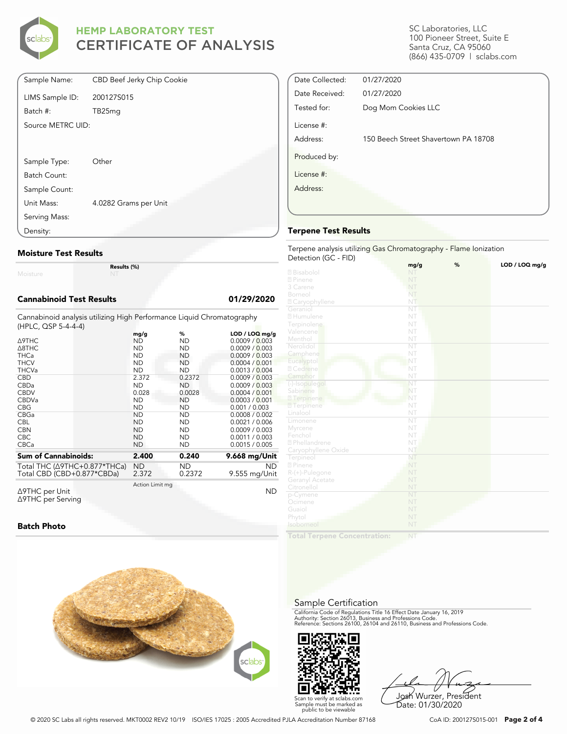# HEMP LABORATORY TEST
# CERTIFICATE OF ANALYSIS

SC Laboratories, LLC
100 Pioneer Street, Suite E
Santa Cruz, CA 95060
(866) 435-0709 | sclabs.com

| | |
|---|---|
| Sample Name: | CBD Beef Jerky Chip Cookie |
| LIMS Sample ID: | 200127S015 |
| Batch #: | TB25mg |
| Source METRC UID: | |
| Sample Type: | Other |
| Batch Count: | |
| Sample Count: | |
| Unit Mass: | 4.0282 Grams per Unit |
| Serving Mass: | |
| Density: | |

| | |
|---|---|
| Date Collected: | 01/27/2020 |
| Date Received: | 01/27/2020 |
| Tested for: | Dog Mom Cookies LLC |
| License #: | |
| Address: | 150 Beech Street Shavertown PA 18708 |
| Produced by: | |
| License #: | |
| Address: | |

## Moisture Test Results

| | Results (%) |
|---|---|
| Moisture | NT |

## Cannabinoid Test Results — 01/29/2020

Cannabinoid analysis utilizing High Performance Liquid Chromatography (HPLC, QSP 5-4-4-4)

| | mg/g | % | LOD / LOQ mg/g |
|---|---|---|---|
| Δ9THC | ND | ND | 0.0009 / 0.003 |
| Δ8THC | ND | ND | 0.0009 / 0.003 |
| THCa | ND | ND | 0.0009 / 0.003 |
| THCV | ND | ND | 0.0004 / 0.001 |
| THCVa | ND | ND | 0.0013 / 0.004 |
| CBD | 2.372 | 0.2372 | 0.0009 / 0.003 |
| CBDa | ND | ND | 0.0009 / 0.003 |
| CBDV | 0.028 | 0.0028 | 0.0004 / 0.001 |
| CBDVa | ND | ND | 0.0003 / 0.001 |
| CBG | ND | ND | 0.001 / 0.003 |
| CBGa | ND | ND | 0.0008 / 0.002 |
| CBL | ND | ND | 0.0021 / 0.006 |
| CBN | ND | ND | 0.0009 / 0.003 |
| CBC | ND | ND | 0.0011 / 0.003 |
| CBCa | ND | ND | 0.0015 / 0.005 |
| **Sum of Cannabinoids:** | **2.400** | **0.240** | **9.668 mg/Unit** |
| Total THC (Δ9THC+0.877*THCa) | ND | ND | ND |
| Total CBD (CBD+0.877*CBDa) | 2.372 | 0.2372 | 9.555 mg/Unit |

| | Action Limit mg | |
|---|---|---|
| Δ9THC per Unit | | ND |
| Δ9THC per Serving | | |

## Batch Photo

## Terpene Test Results

Terpene analysis utilizing Gas Chromatography - Flame Ionization Detection (GC - FID)

| | mg/g | % | LOD / LOQ mg/g |
|---|---|---|---|
| Bisabolol | NT | | |
| Pinene | NT | | |
| 3 Carene | NT | | |
| Borneol | NT | | |
| Caryophyllene | NT | | |
| Geraniol | NT | | |
| Humulene | NT | | |
| Terpinolene | NT | | |
| Valencene | NT | | |
| Menthol | NT | | |
| Nerolidol | NT | | |
| Camphene | NT | | |
| Eucalyptol | NT | | |
| Cedrene | NT | | |
| Camphor | NT | | |
| (-)-Isopulegol | NT | | |
| Sabinene | NT | | |
| Terpinene | NT | | |
| Terpinene | NT | | |
| Linalool | NT | | |
| Limonene | NT | | |
| Myrcene | NT | | |
| Fenchol | NT | | |
| Phellandrene | NT | | |
| Caryophyllene Oxide | NT | | |
| Terpineol | NT | | |
| Pinene | NT | | |
| R-(+)-Pulegone | NT | | |
| Geranyl Acetate | NT | | |
| Citronellol | NT | | |
| p-Cymene | NT | | |
| Ocimene | NT | | |
| Guaiol | NT | | |
| Phytol | NT | | |
| Isoborneol | NT | | |
| **Total Terpene Concentration:** | NT | | |

## Sample Certification

California Code of Regulations Title 16 Effect Date January 16, 2019
Authority: Section 26013, Business and Professions Code.
Reference: Sections 26100, 26104 and 26110, Business and Professions Code.

Scan to verify at sclabs.com
Sample must be marked as public to be viewable

Josh Wurzer, President
Date: 01/30/2020

© 2020 SC Labs all rights reserved. MKT0002 REV2 10/19 ISO/IES 17025 : 2005 Accredited PJLA Accreditation Number 87168

CoA ID: 200127S015-001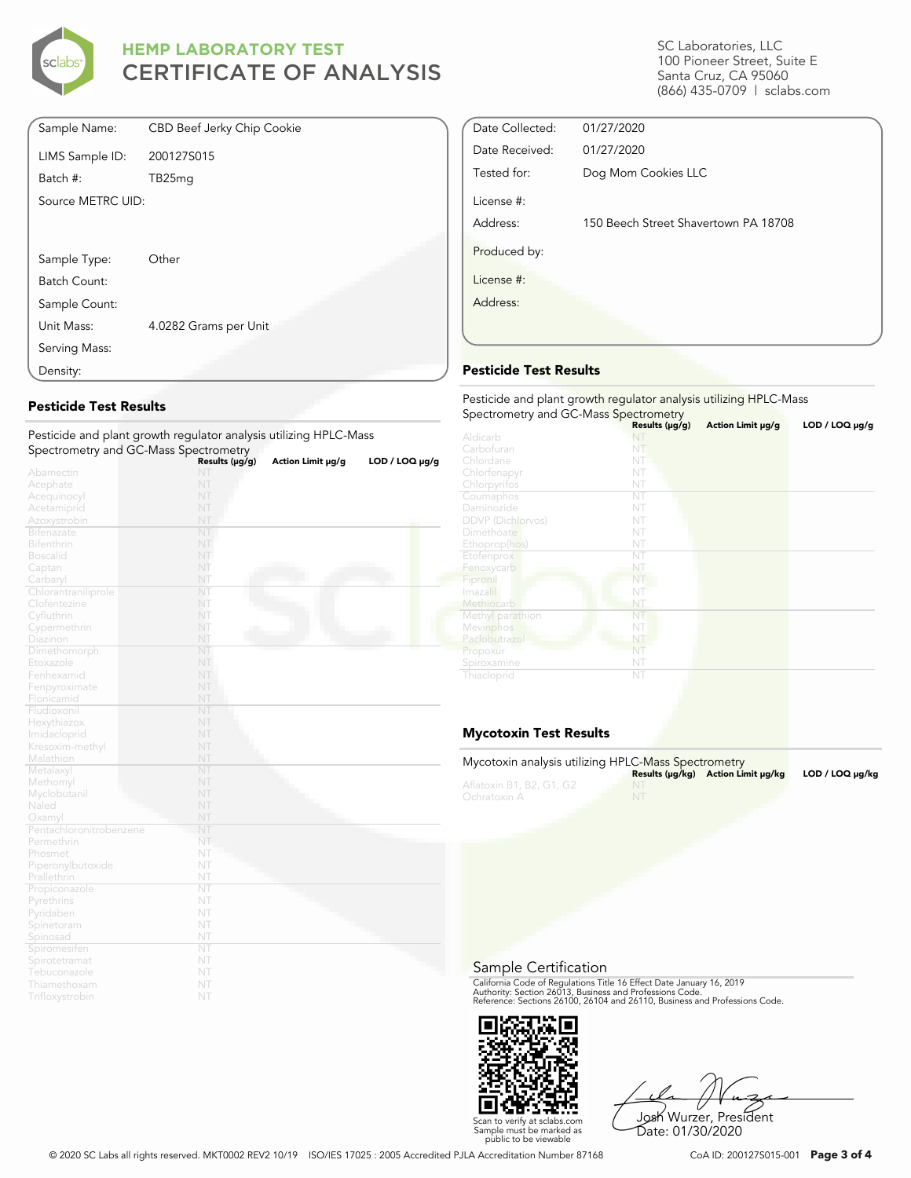# HEMP LABORATORY TEST
# CERTIFICATE OF ANALYSIS

SC Laboratories, LLC
100 Pioneer Street, Suite E
Santa Cruz, CA 95060
(866) 435-0709 | sclabs.com

| | |
|---|---|
| Sample Name: | CBD Beef Jerky Chip Cookie |
| LIMS Sample ID: | 200127S015 |
| Batch #: | TB25mg |
| Source METRC UID: | |
| Sample Type: | Other |
| Batch Count: | |
| Sample Count: | |
| Unit Mass: | 4.0282 Grams per Unit |
| Serving Mass: | |
| Density: | |

| | |
|---|---|
| Date Collected: | 01/27/2020 |
| Date Received: | 01/27/2020 |
| Tested for: | Dog Mom Cookies LLC |
| License #: | |
| Address: | 150 Beech Street Shavertown PA 18708 |
| Produced by: | |
| License #: | |
| Address: | |

## Pesticide Test Results

Pesticide and plant growth regulator analysis utilizing HPLC-Mass Spectrometry and GC-Mass Spectrometry

| | Results (μg/g) | Action Limit μg/g | LOD / LOQ μg/g |
|---|---|---|---|
| Abamectin | NT | | |
| Acephate | NT | | |
| Acequinocyl | NT | | |
| Acetamiprid | NT | | |
| Azoxystrobin | NT | | |
| Bifenazate | NT | | |
| Bifenthrin | NT | | |
| Boscalid | NT | | |
| Captan | NT | | |
| Carbaryl | NT | | |
| Chlorantraniliprole | NT | | |
| Clofentezine | NT | | |
| Cyfluthrin | NT | | |
| Cypermethrin | NT | | |
| Diazinon | NT | | |
| Dimethomorph | NT | | |
| Etoxazole | NT | | |
| Fenhexamid | NT | | |
| Fenpyroximate | NT | | |
| Flonicamid | NT | | |
| Fludioxonil | NT | | |
| Hexythiazox | NT | | |
| Imidacloprid | NT | | |
| Kresoxim-methyl | NT | | |
| Malathion | NT | | |
| Metalaxyl | NT | | |
| Methomyl | NT | | |
| Myclobutanil | NT | | |
| Naled | NT | | |
| Oxamyl | NT | | |
| Pentachloronitrobenzene | NT | | |
| Permethrin | NT | | |
| Phosmet | NT | | |
| Piperonylbutoxide | NT | | |
| Prallethrin | NT | | |
| Propiconazole | NT | | |
| Pyrethrins | NT | | |
| Pyridaben | NT | | |
| Spinetoram | NT | | |
| Spinosad | NT | | |
| Spiromesifen | NT | | |
| Spirotetramat | NT | | |
| Tebuconazole | NT | | |
| Thiamethoxam | NT | | |
| Trifloxystrobin | NT | | |

## Pesticide Test Results

Pesticide and plant growth regulator analysis utilizing HPLC-Mass Spectrometry and GC-Mass Spectrometry

| | Results (μg/g) | Action Limit μg/g | LOD / LOQ μg/g |
|---|---|---|---|
| Aldicarb | NT | | |
| Carbofuran | NT | | |
| Chlordane | NT | | |
| Chlorfenapyr | NT | | |
| Chlorpyrifos | NT | | |
| Coumaphos | NT | | |
| Daminozide | NT | | |
| DDVP (Dichlorvos) | NT | | |
| Dimethoate | NT | | |
| Ethoprop(hos) | NT | | |
| Etofenprox | NT | | |
| Fenoxycarb | NT | | |
| Fipronil | NT | | |
| Imazalil | NT | | |
| Methiocarb | NT | | |
| Methyl parathion | NT | | |
| Mevinphos | NT | | |
| Paclobutrazol | NT | | |
| Propoxur | NT | | |
| Spiroxamine | NT | | |
| Thiacloprid | NT | | |

## Mycotoxin Test Results

Mycotoxin analysis utilizing HPLC-Mass Spectrometry

| | Results (μg/kg) | Action Limit μg/kg | LOD / LOQ μg/kg |
|---|---|---|---|
| Aflatoxin B1, B2, G1, G2 | NT | | |
| Ochratoxin A | NT | | |

## Sample Certification

California Code of Regulations Title 16 Effect Date January 16, 2019
Authority: Section 26013, Business and Professions Code.
Reference: Sections 26100, 26104 and 26110, Business and Professions Code.

Scan to verify at sclabs.com
Sample must be marked as public to be viewable

Josh Wurzer, President
Date: 01/30/2020

© 2020 SC Labs all rights reserved. MKT0002 REV2 10/19 ISO/IES 17025 : 2005 Accredited PJLA Accreditation Number 87168

CoA ID: 200127S015-001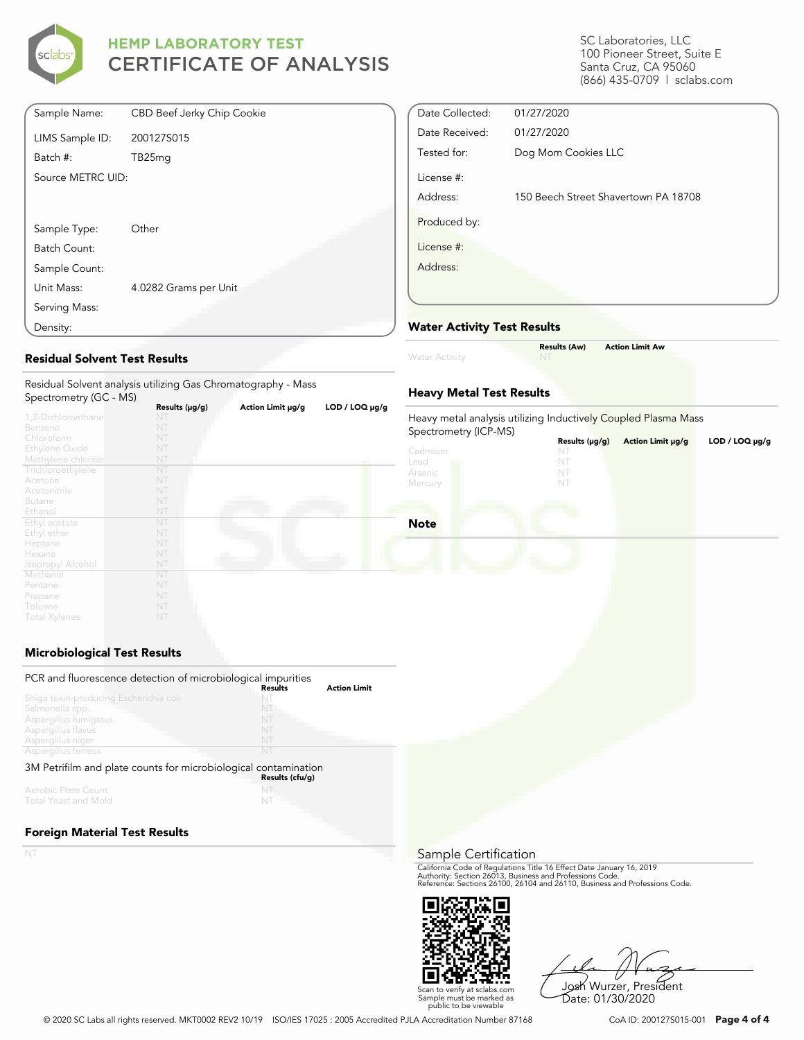# HEMP LABORATORY TEST
# CERTIFICATE OF ANALYSIS

SC Laboratories, LLC
100 Pioneer Street, Suite E
Santa Cruz, CA 95060
(866) 435-0709 | sclabs.com

| | |
|---|---|
| Sample Name: | CBD Beef Jerky Chip Cookie |
| LIMS Sample ID: | 200127S015 |
| Batch #: | TB25mg |
| Source METRC UID: | |
| Sample Type: | Other |
| Batch Count: | |
| Sample Count: | |
| Unit Mass: | 4.0282 Grams per Unit |
| Serving Mass: | |
| Density: | |

| | |
|---|---|
| Date Collected: | 01/27/2020 |
| Date Received: | 01/27/2020 |
| Tested for: | Dog Mom Cookies LLC |
| License #: | |
| Address: | 150 Beech Street Shavertown PA 18708 |
| Produced by: | |
| License #: | |
| Address: | |

## Residual Solvent Test Results

Residual Solvent analysis utilizing Gas Chromatography - Mass Spectrometry (GC - MS)

| | Results (μg/g) | Action Limit μg/g | LOD / LOQ μg/g |
|---|---|---|---|
| 1,2-Dichloroethane | NT | | |
| Benzene | NT | | |
| Chloroform | NT | | |
| Ethylene Oxide | NT | | |
| Methylene chloride | NT | | |
| Trichloroethylene | NT | | |
| Acetone | NT | | |
| Acetonitrile | NT | | |
| Butane | NT | | |
| Ethanol | NT | | |
| Ethyl acetate | NT | | |
| Ethyl ether | NT | | |
| Heptane | NT | | |
| Hexane | NT | | |
| Isopropyl Alcohol | NT | | |
| Methanol | NT | | |
| Pentane | NT | | |
| Propane | NT | | |
| Toluene | NT | | |
| Total Xylenes | NT | | |

## Microbiological Test Results

PCR and fluorescence detection of microbiological impurities

| | Results | Action Limit |
|---|---|---|
| Shiga toxin-producing Escherichia coli | NT | |
| Salmonella spp. | NT | |
| Aspergillus fumigatus | NT | |
| Aspergillus flavus | NT | |
| Aspergillus niger | NT | |
| Aspergillus terreus | NT | |

3M Petrifilm and plate counts for microbiological contamination

| | Results (cfu/g) |
|---|---|
| Aerobic Plate Count | NT |
| Total Yeast and Mold | NT |

## Foreign Material Test Results

NT

## Water Activity Test Results

| | Results (Aw) | Action Limit Aw |
|---|---|---|
| Water Activity | NT | |

## Heavy Metal Test Results

Heavy metal analysis utilizing Inductively Coupled Plasma Mass Spectrometry (ICP-MS)

| | Results (μg/g) | Action Limit μg/g | LOD / LOQ μg/g |
|---|---|---|---|
| Cadmium | NT | | |
| Lead | NT | | |
| Arsenic | NT | | |
| Mercury | NT | | |

## Note

## Sample Certification

California Code of Regulations Title 16 Effect Date January 16, 2019
Authority: Section 26013, Business and Professions Code.
Reference: Sections 26100, 26104 and 26110, Business and Professions Code.

Scan to verify at sclabs.com
Sample must be marked as public to be viewable

Josh Wurzer, President
Date: 01/30/2020

© 2020 SC Labs all rights reserved. MKT0002 REV2 10/19 ISO/IES 17025 : 2005 Accredited PJLA Accreditation Number 87168

CoA ID: 200127S015-001